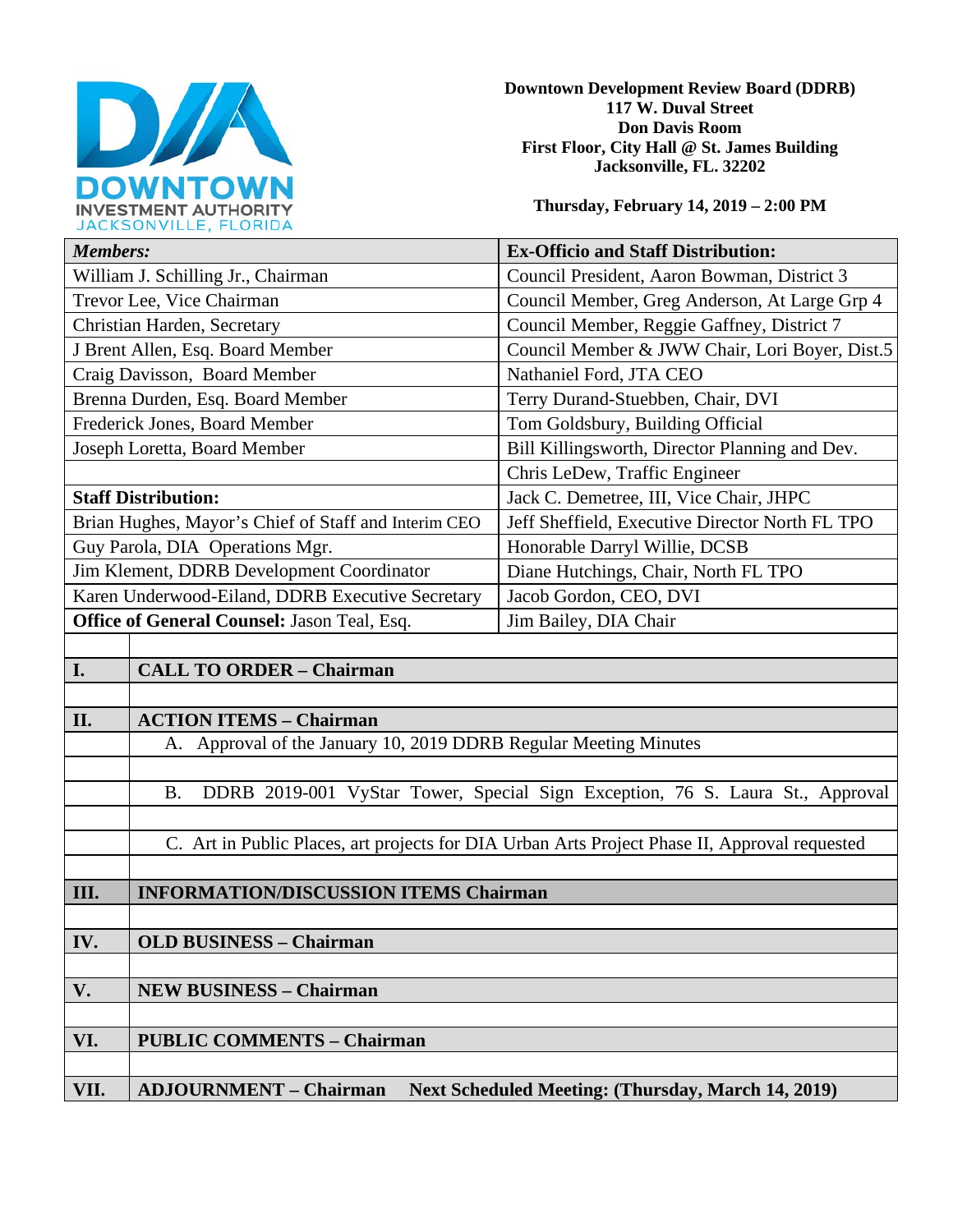**Downtown Development Review Board (DDRB)**
**117 W. Duval Street**
**Don Davis Room**
**First Floor, City Hall @ St. James Building**
**Jacksonville, FL. 32202**

**Thursday, February 14, 2019 – 2:00 PM**

| ***Members:*** | **Ex-Officio and Staff Distribution:** |
|---|---|
| William J. Schilling Jr., Chairman | Council President, Aaron Bowman, District 3 |
| Trevor Lee, Vice Chairman | Council Member, Greg Anderson, At Large Grp 4 |
| Christian Harden, Secretary | Council Member, Reggie Gaffney, District 7 |
| J Brent Allen, Esq. Board Member | Council Member & JWW Chair, Lori Boyer, Dist.5 |
| Craig Davisson, Board Member | Nathaniel Ford, JTA CEO |
| Brenna Durden, Esq. Board Member | Terry Durand-Stuebben, Chair, DVI |
| Frederick Jones, Board Member | Tom Goldsbury, Building Official |
| Joseph Loretta, Board Member | Bill Killingsworth, Director Planning and Dev. |
| | Chris LeDew, Traffic Engineer |
| **Staff Distribution:** | Jack C. Demetree, III, Vice Chair, JHPC |
| Brian Hughes, Mayor's Chief of Staff and Interim CEO | Jeff Sheffield, Executive Director North FL TPO |
| Guy Parola, DIA Operations Mgr. | Honorable Darryl Willie, DCSB |
| Jim Klement, DDRB Development Coordinator | Diane Hutchings, Chair, North FL TPO |
| Karen Underwood-Eiland, DDRB Executive Secretary | Jacob Gordon, CEO, DVI |
| **Office of General Counsel:** Jason Teal, Esq. | Jim Bailey, DIA Chair |

| | |
|---|---|
| **I.** | **CALL TO ORDER – Chairman** |
| **II.** | **ACTION ITEMS – Chairman** |
| | A. Approval of the January 10, 2019 DDRB Regular Meeting Minutes |
| | B. DDRB 2019-001 VyStar Tower, Special Sign Exception, 76 S. Laura St., Approval |
| | C. Art in Public Places, art projects for DIA Urban Arts Project Phase II, Approval requested |
| **III.** | **INFORMATION/DISCUSSION ITEMS Chairman** |
| **IV.** | **OLD BUSINESS – Chairman** |
| **V.** | **NEW BUSINESS – Chairman** |
| **VI.** | **PUBLIC COMMENTS – Chairman** |
| **VII.** | **ADJOURNMENT – Chairman Next Scheduled Meeting: (Thursday, March 14, 2019)** |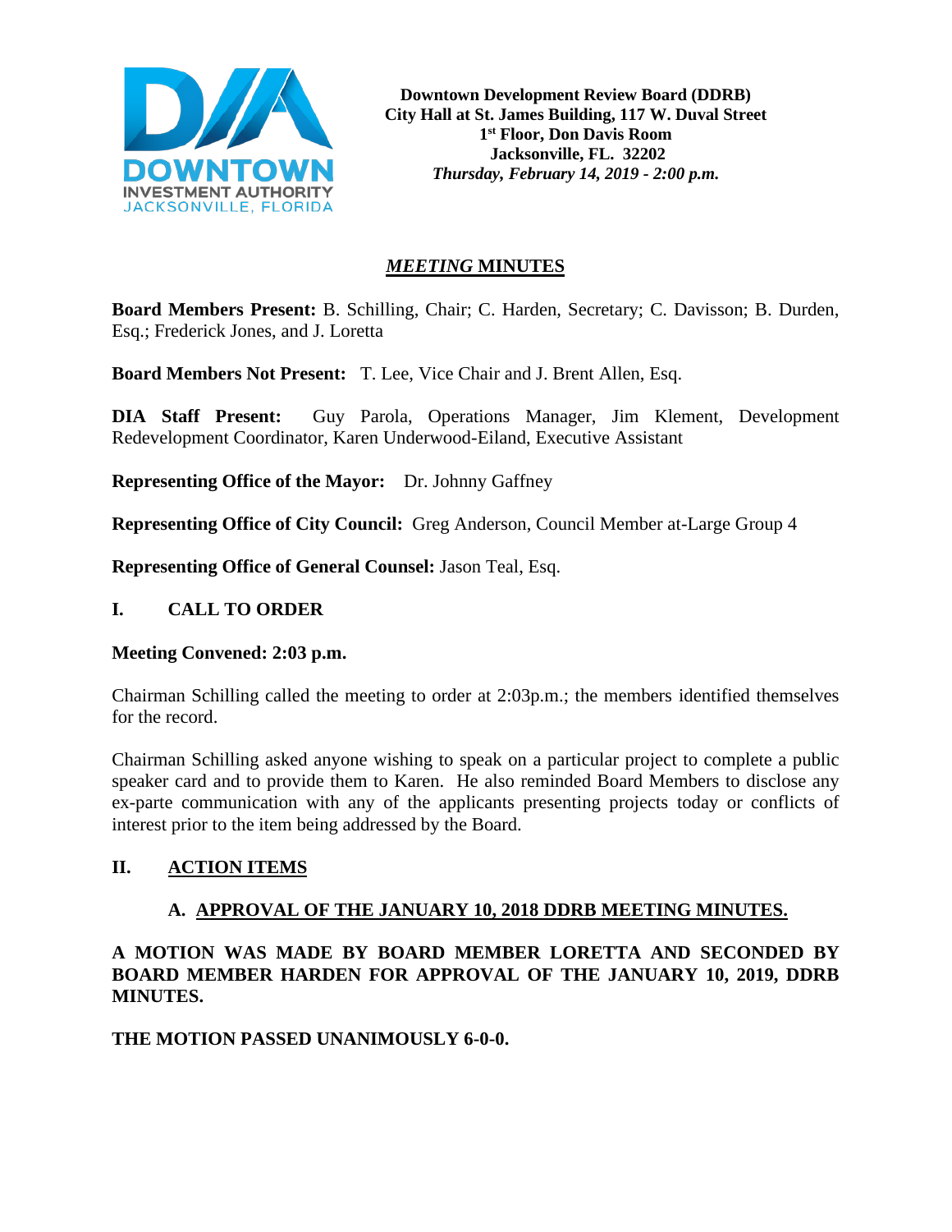**Downtown Development Review Board (DDRB)**
**City Hall at St. James Building, 117 W. Duval Street**
**1st Floor, Don Davis Room**
**Jacksonville, FL. 32202**
***Thursday, February 14, 2019 - 2:00 p.m.***

## *MEETING* MINUTES

**Board Members Present:** B. Schilling, Chair; C. Harden, Secretary; C. Davisson; B. Durden, Esq.; Frederick Jones, and J. Loretta

**Board Members Not Present:** T. Lee, Vice Chair and J. Brent Allen, Esq.

**DIA Staff Present:** Guy Parola, Operations Manager, Jim Klement, Development Redevelopment Coordinator, Karen Underwood-Eiland, Executive Assistant

**Representing Office of the Mayor:** Dr. Johnny Gaffney

**Representing Office of City Council:** Greg Anderson, Council Member at-Large Group 4

**Representing Office of General Counsel:** Jason Teal, Esq.

## I. CALL TO ORDER

**Meeting Convened: 2:03 p.m.**

Chairman Schilling called the meeting to order at 2:03p.m.; the members identified themselves for the record.

Chairman Schilling asked anyone wishing to speak on a particular project to complete a public speaker card and to provide them to Karen. He also reminded Board Members to disclose any ex-parte communication with any of the applicants presenting projects today or conflicts of interest prior to the item being addressed by the Board.

## II. ACTION ITEMS

### A. APPROVAL OF THE JANUARY 10, 2018 DDRB MEETING MINUTES.

**A MOTION WAS MADE BY BOARD MEMBER LORETTA AND SECONDED BY BOARD MEMBER HARDEN FOR APPROVAL OF THE JANUARY 10, 2019, DDRB MINUTES.**

**THE MOTION PASSED UNANIMOUSLY 6-0-0.**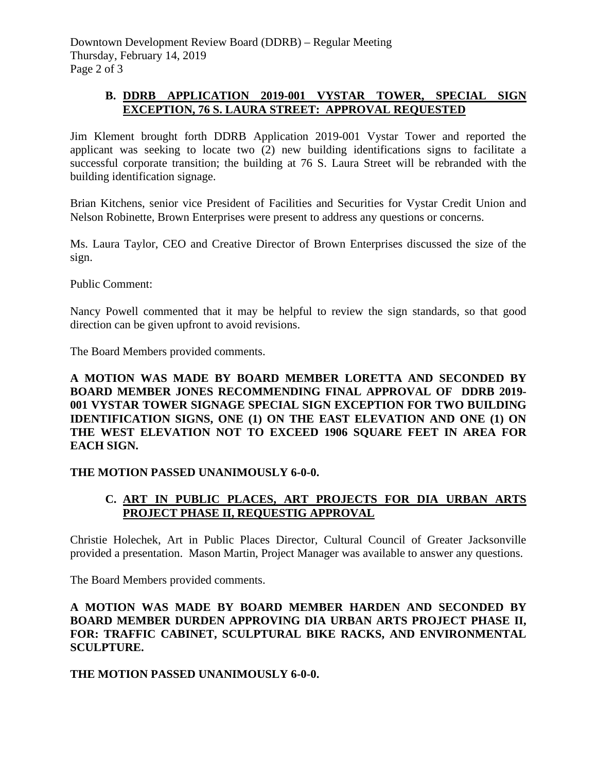## B. DDRB APPLICATION 2019-001 VYSTAR TOWER, SPECIAL SIGN EXCEPTION, 76 S. LAURA STREET: APPROVAL REQUESTED

Jim Klement brought forth DDRB Application 2019-001 Vystar Tower and reported the applicant was seeking to locate two (2) new building identifications signs to facilitate a successful corporate transition; the building at 76 S. Laura Street will be rebranded with the building identification signage.

Brian Kitchens, senior vice President of Facilities and Securities for Vystar Credit Union and Nelson Robinette, Brown Enterprises were present to address any questions or concerns.

Ms. Laura Taylor, CEO and Creative Director of Brown Enterprises discussed the size of the sign.

Public Comment:

Nancy Powell commented that it may be helpful to review the sign standards, so that good direction can be given upfront to avoid revisions.

The Board Members provided comments.

**A MOTION WAS MADE BY BOARD MEMBER LORETTA AND SECONDED BY BOARD MEMBER JONES RECOMMENDING FINAL APPROVAL OF DDRB 2019-001 VYSTAR TOWER SIGNAGE SPECIAL SIGN EXCEPTION FOR TWO BUILDING IDENTIFICATION SIGNS, ONE (1) ON THE EAST ELEVATION AND ONE (1) ON THE WEST ELEVATION NOT TO EXCEED 1906 SQUARE FEET IN AREA FOR EACH SIGN.**

**THE MOTION PASSED UNANIMOUSLY 6-0-0.**

## C. ART IN PUBLIC PLACES, ART PROJECTS FOR DIA URBAN ARTS PROJECT PHASE II, REQUESTIG APPROVAL

Christie Holechek, Art in Public Places Director, Cultural Council of Greater Jacksonville provided a presentation. Mason Martin, Project Manager was available to answer any questions.

The Board Members provided comments.

**A MOTION WAS MADE BY BOARD MEMBER HARDEN AND SECONDED BY BOARD MEMBER DURDEN APPROVING DIA URBAN ARTS PROJECT PHASE II, FOR: TRAFFIC CABINET, SCULPTURAL BIKE RACKS, AND ENVIRONMENTAL SCULPTURE.**

**THE MOTION PASSED UNANIMOUSLY 6-0-0.**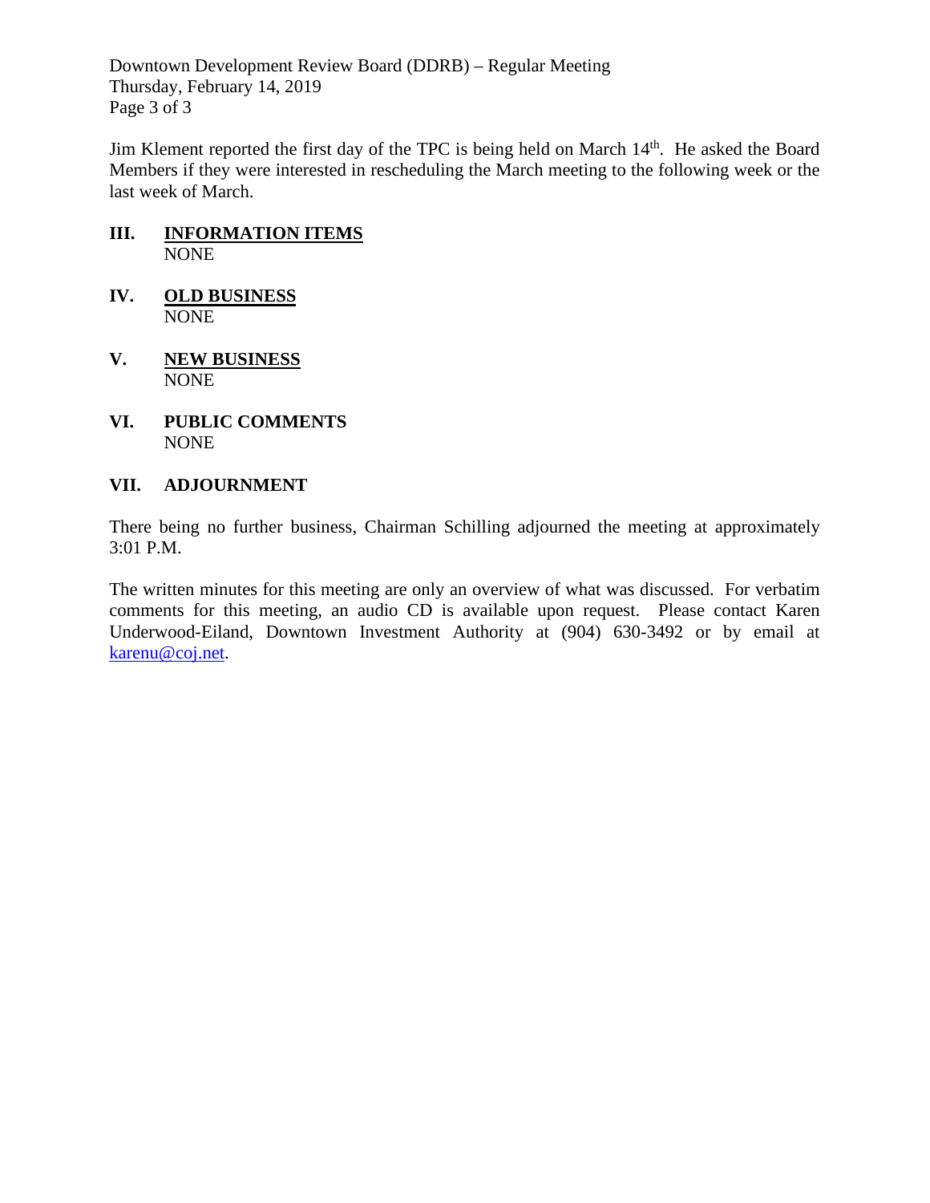Jim Klement reported the first day of the TPC is being held on March 14th. He asked the Board Members if they were interested in rescheduling the March meeting to the following week or the last week of March.

## III. INFORMATION ITEMS

NONE

## IV. OLD BUSINESS

NONE

## V. NEW BUSINESS

NONE

## VI. PUBLIC COMMENTS

NONE

## VII. ADJOURNMENT

There being no further business, Chairman Schilling adjourned the meeting at approximately 3:01 P.M.

The written minutes for this meeting are only an overview of what was discussed. For verbatim comments for this meeting, an audio CD is available upon request. Please contact Karen Underwood-Eiland, Downtown Investment Authority at (904) 630-3492 or by email at karenu@coj.net.